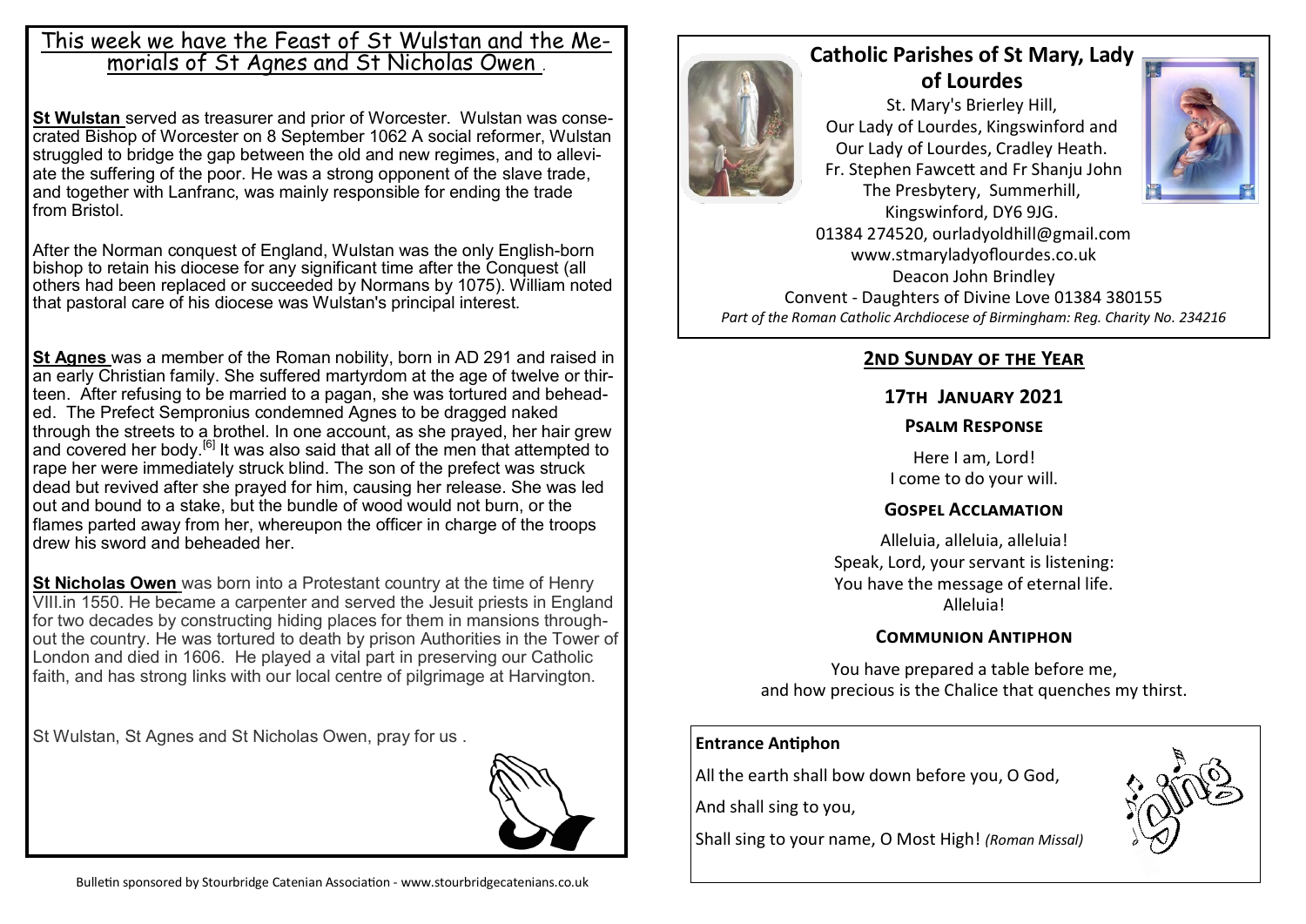# Catholic Parishes of St Mary, Lady of Lourdes

St. Mary's Brierley Hill,
Our Lady of Lourdes, Kingswinford and
Our Lady of Lourdes, Cradley Heath.
Fr. Stephen Fawcett and Fr Shanju John
The Presbytery, Summerhill,
Kingswinford, DY6 9JG.
01384 274520, ourladyoldhill@gmail.com
www.stmaryladyoflourdes.co.uk
Deacon John Brindley
Convent - Daughters of Divine Love 01384 380155
*Part of the Roman Catholic Archdiocese of Birmingham: Reg. Charity No. 234216*

## 2nd Sunday of the Year

### 17th January 2021

### Psalm Response

Here I am, Lord!
I come to do your will.

### Gospel Acclamation

Alleluia, alleluia, alleluia!
Speak, Lord, your servant is listening:
You have the message of eternal life.
Alleluia!

### Communion Antiphon

You have prepared a table before me,
and how precious is the Chalice that quenches my thirst.

**Entrance Antiphon**

All the earth shall bow down before you, O God,

And shall sing to you,

Shall sing to your name, O Most High! *(Roman Missal)*

## This week we have the Feast of St Wulstan and the Memorials of St Agnes and St Nicholas Owen .

**St Wulstan** served as treasurer and prior of Worcester. Wulstan was consecrated Bishop of Worcester on 8 September 1062 A social reformer, Wulstan struggled to bridge the gap between the old and new regimes, and to alleviate the suffering of the poor. He was a strong opponent of the slave trade, and together with Lanfranc, was mainly responsible for ending the trade from Bristol.

After the Norman conquest of England, Wulstan was the only English-born bishop to retain his diocese for any significant time after the Conquest (all others had been replaced or succeeded by Normans by 1075). William noted that pastoral care of his diocese was Wulstan's principal interest.

**St Agnes** was a member of the Roman nobility, born in AD 291 and raised in an early Christian family. She suffered martyrdom at the age of twelve or thirteen. After refusing to be married to a pagan, she was tortured and beheaded. The Prefect Sempronius condemned Agnes to be dragged naked through the streets to a brothel. In one account, as she prayed, her hair grew and covered her body.[6] It was also said that all of the men that attempted to rape her were immediately struck blind. The son of the prefect was struck dead but revived after she prayed for him, causing her release. She was led out and bound to a stake, but the bundle of wood would not burn, or the flames parted away from her, whereupon the officer in charge of the troops drew his sword and beheaded her.

**St Nicholas Owen** was born into a Protestant country at the time of Henry VIII.in 1550. He became a carpenter and served the Jesuit priests in England for two decades by constructing hiding places for them in mansions throughout the country. He was tortured to death by prison Authorities in the Tower of London and died in 1606. He played a vital part in preserving our Catholic faith, and has strong links with our local centre of pilgrimage at Harvington.

St Wulstan, St Agnes and St Nicholas Owen, pray for us .

Bulletin sponsored by Stourbridge Catenian Association - www.stourbridgecatenians.co.uk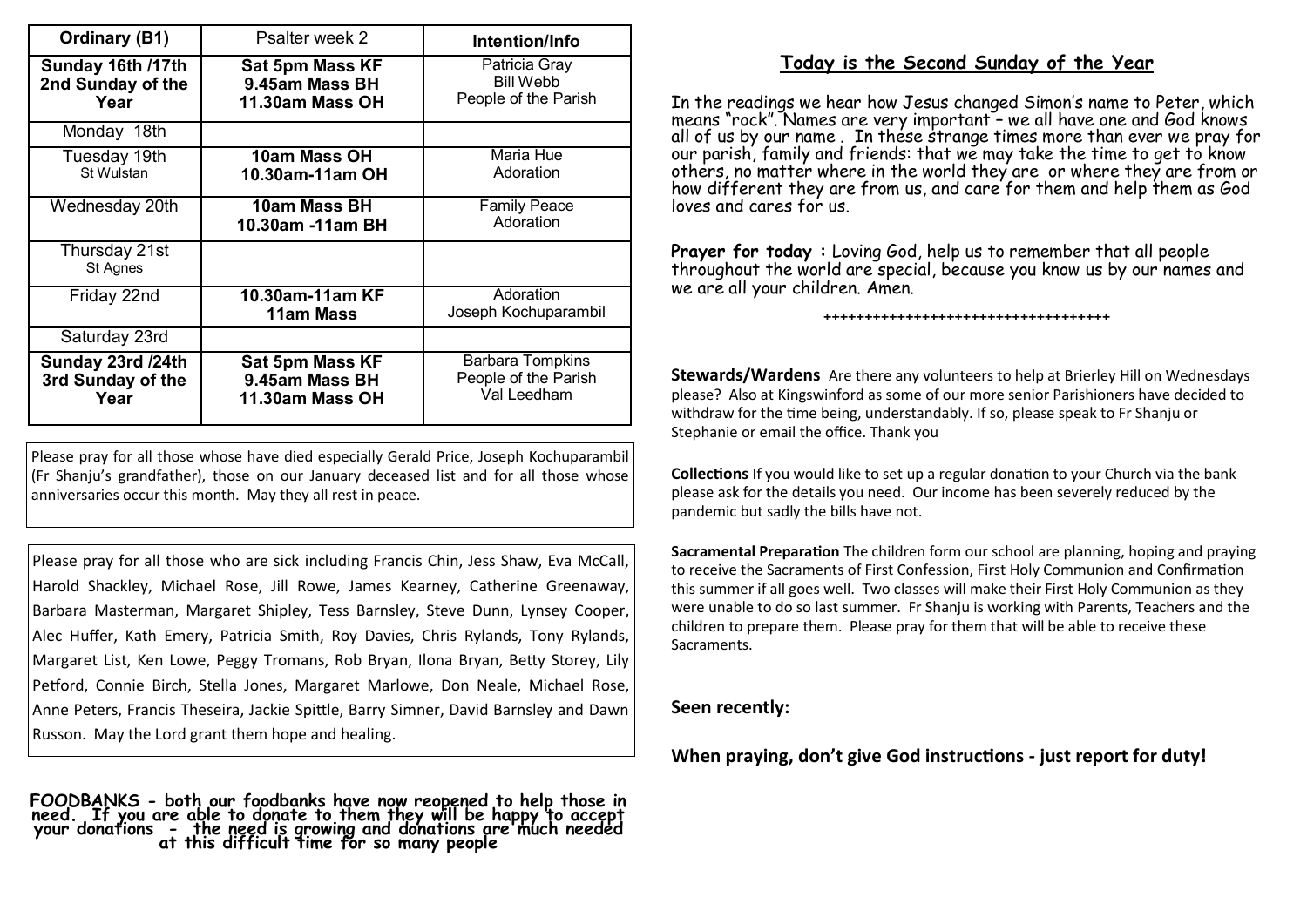| Ordinary (B1) | Psalter week 2 | Intention/Info |
|---|---|---|
| **Sunday 16th /17th 2nd Sunday of the Year** | **Sat 5pm Mass KF 9.45am Mass BH 11.30am Mass OH** | Patricia Gray Bill Webb People of the Parish |
| Monday 18th | | |
| Tuesday 19th St Wulstan | **10am Mass OH 10.30am-11am OH** | Maria Hue Adoration |
| Wednesday 20th | **10am Mass BH 10.30am -11am BH** | Family Peace Adoration |
| Thursday 21st St Agnes | | |
| Friday 22nd | **10.30am-11am KF 11am Mass** | Adoration Joseph Kochuparambil |
| Saturday 23rd | | |
| **Sunday 23rd /24th 3rd Sunday of the Year** | **Sat 5pm Mass KF 9.45am Mass BH 11.30am Mass OH** | Barbara Tompkins People of the Parish Val Leedham |

Please pray for all those whose have died especially Gerald Price, Joseph Kochuparambil (Fr Shanju's grandfather), those on our January deceased list and for all those whose anniversaries occur this month. May they all rest in peace.

Please pray for all those who are sick including Francis Chin, Jess Shaw, Eva McCall, Harold Shackley, Michael Rose, Jill Rowe, James Kearney, Catherine Greenaway, Barbara Masterman, Margaret Shipley, Tess Barnsley, Steve Dunn, Lynsey Cooper, Alec Huffer, Kath Emery, Patricia Smith, Roy Davies, Chris Rylands, Tony Rylands, Margaret List, Ken Lowe, Peggy Tromans, Rob Bryan, Ilona Bryan, Betty Storey, Lily Petford, Connie Birch, Stella Jones, Margaret Marlowe, Don Neale, Michael Rose, Anne Peters, Francis Theseira, Jackie Spittle, Barry Simner, David Barnsley and Dawn Russon. May the Lord grant them hope and healing.

**FOODBANKS - both our foodbanks have now reopened to help those in need. If you are able to donate to them they will be happy to accept your donations - the need is growing and donations are much needed at this difficult time for so many people**

## Today is the Second Sunday of the Year

In the readings we hear how Jesus changed Simon's name to Peter, which means "rock". Names are very important – we all have one and God knows all of us by our name . In these strange times more than ever we pray for our parish, family and friends: that we may take the time to get to know others, no matter where in the world they are or where they are from or how different they are from us, and care for them and help them as God loves and cares for us.

**Prayer for today :** Loving God, help us to remember that all people throughout the world are special, because you know us by our names and we are all your children. Amen.

++++++++++++++++++++++++++++++++++++

**Stewards/Wardens** Are there any volunteers to help at Brierley Hill on Wednesdays please? Also at Kingswinford as some of our more senior Parishioners have decided to withdraw for the time being, understandably. If so, please speak to Fr Shanju or Stephanie or email the office. Thank you

**Collections** If you would like to set up a regular donation to your Church via the bank please ask for the details you need. Our income has been severely reduced by the pandemic but sadly the bills have not.

**Sacramental Preparation** The children form our school are planning, hoping and praying to receive the Sacraments of First Confession, First Holy Communion and Confirmation this summer if all goes well. Two classes will make their First Holy Communion as they were unable to do so last summer. Fr Shanju is working with Parents, Teachers and the children to prepare them. Please pray for them that will be able to receive these Sacraments.

**Seen recently:**

**When praying, don't give God instructions - just report for duty!**